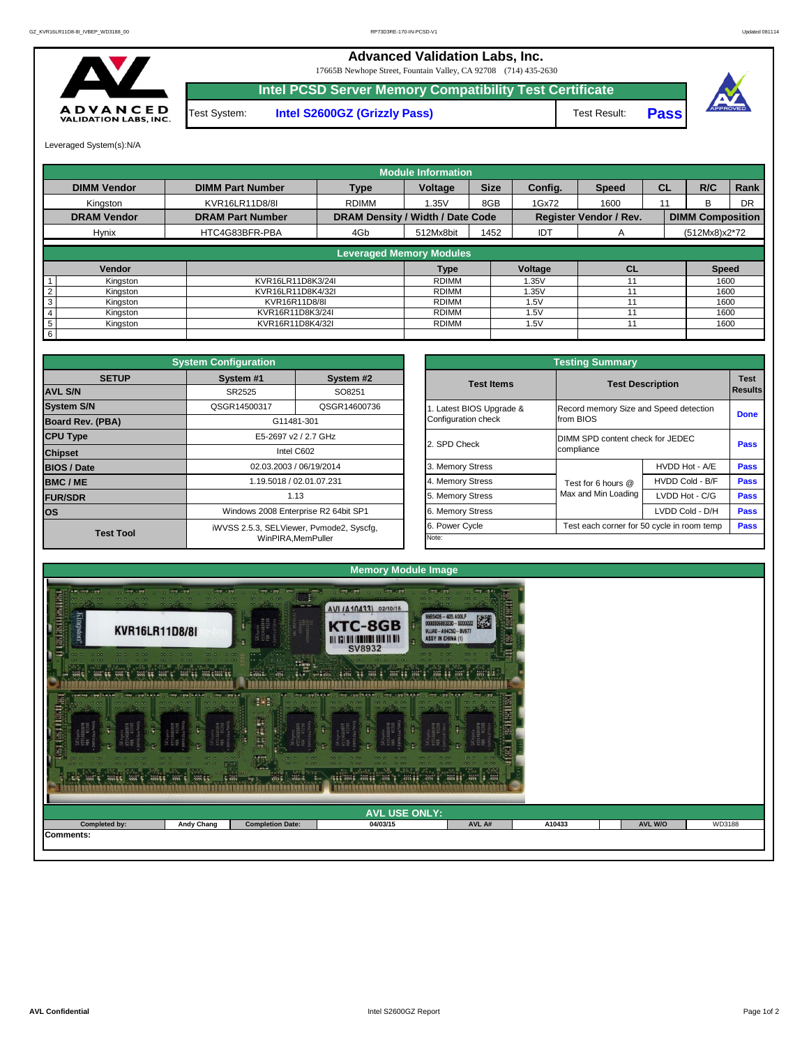# Advanced Validation Labs, Inc.

17665B Newhope Street, Fountain Valley, CA 92708 (714) 435-2630

## Intel PCSD Server Memory Compatibility Test Certificate

Test System: **Intel S2600GZ (Grizzly Pass)** | Test Result: **Pass**

Leveraged System(s):N/A

| Module Information | | | | | | | | | |
|---|---|---|---|---|---|---|---|---|---|
| **DIMM Vendor** | **DIMM Part Number** | **Type** | **Voltage** | **Size** | **Config.** | **Speed** | **CL** | **R/C** | **Rank** |
| Kingston | KVR16LR11D8/8I | RDIMM | 1.35V | 8GB | 1Gx72 | 1600 | 11 | B | DR |
| **DRAM Vendor** | **DRAM Part Number** | **DRAM Density / Width / Date Code** | | | **Register Vendor / Rev.** | | **DIMM Composition** | | |
| Hynix | HTC4G83BFR-PBA | 4Gb | 512Mx8bit | 1452 | IDT | A | (512Mx8)x2*72 | | |

| Leveraged Memory Modules | | | | | | |
|---|---|---|---|---|---|---|
| | **Vendor** | | **Type** | **Voltage** | **CL** | **Speed** |
| 1 | Kingston | KVR16LR11D8K3/24I | RDIMM | 1.35V | 11 | 1600 |
| 2 | Kingston | KVR16LR11D8K4/32I | RDIMM | 1.35V | 11 | 1600 |
| 3 | Kingston | KVR16R11D8/8I | RDIMM | 1.5V | 11 | 1600 |
| 4 | Kingston | KVR16R11D8K3/24I | RDIMM | 1.5V | 11 | 1600 |
| 5 | Kingston | KVR16R11D8K4/32I | RDIMM | 1.5V | 11 | 1600 |
| 6 | | | | | | |

| System Configuration | | |
|---|---|---|
| **SETUP** | **System #1** | **System #2** |
| **AVL S/N** | SR2525 | SO8251 |
| **System S/N** | QSGR14500317 | QSGR14600736 |
| **Board Rev. (PBA)** | G11481-301 | |
| **CPU Type** | E5-2697 v2 / 2.7 GHz | |
| **Chipset** | Intel C602 | |
| **BIOS / Date** | 02.03.2003 / 06/19/2014 | |
| **BMC / ME** | 1.19.5018 / 02.01.07.231 | |
| **FUR/SDR** | 1.13 | |
| **OS** | Windows 2008 Enterprise R2 64bit SP1 | |
| **Test Tool** | iWVSS 2.5.3, SELViewer, Pvmode2, Syscfg, WinPIRA,MemPuller | |

| Testing Summary | | | |
|---|---|---|---|
| **Test Items** | **Test Description** | | **Test Results** |
| 1. Latest BIOS Upgrade & Configuration check | Record memory Size and Speed detection from BIOS | | **Done** |
| 2. SPD Check | DIMM SPD content check for JEDEC compliance | | **Pass** |
| 3. Memory Stress | Test for 6 hours @ Max and Min Loading | HVDD Hot - A/E | **Pass** |
| 4. Memory Stress | | HVDD Cold - B/F | **Pass** |
| 5. Memory Stress | | LVDD Hot - C/G | **Pass** |
| 6. Memory Stress | | LVDD Cold - D/H | **Pass** |
| 6. Power Cycle | Test each corner for 50 cycle in room temp | | **Pass** |
| Note: | | | |

## Memory Module Image

| AVL USE ONLY: | | | | | | | |
|---|---|---|---|---|---|---|---|
| **Completed by:** | **Andy Chang** | **Completion Date:** | **04/03/15** | **AVL A#** | **A10433** | **AVL W/O** | **WD3188** |

**Comments:**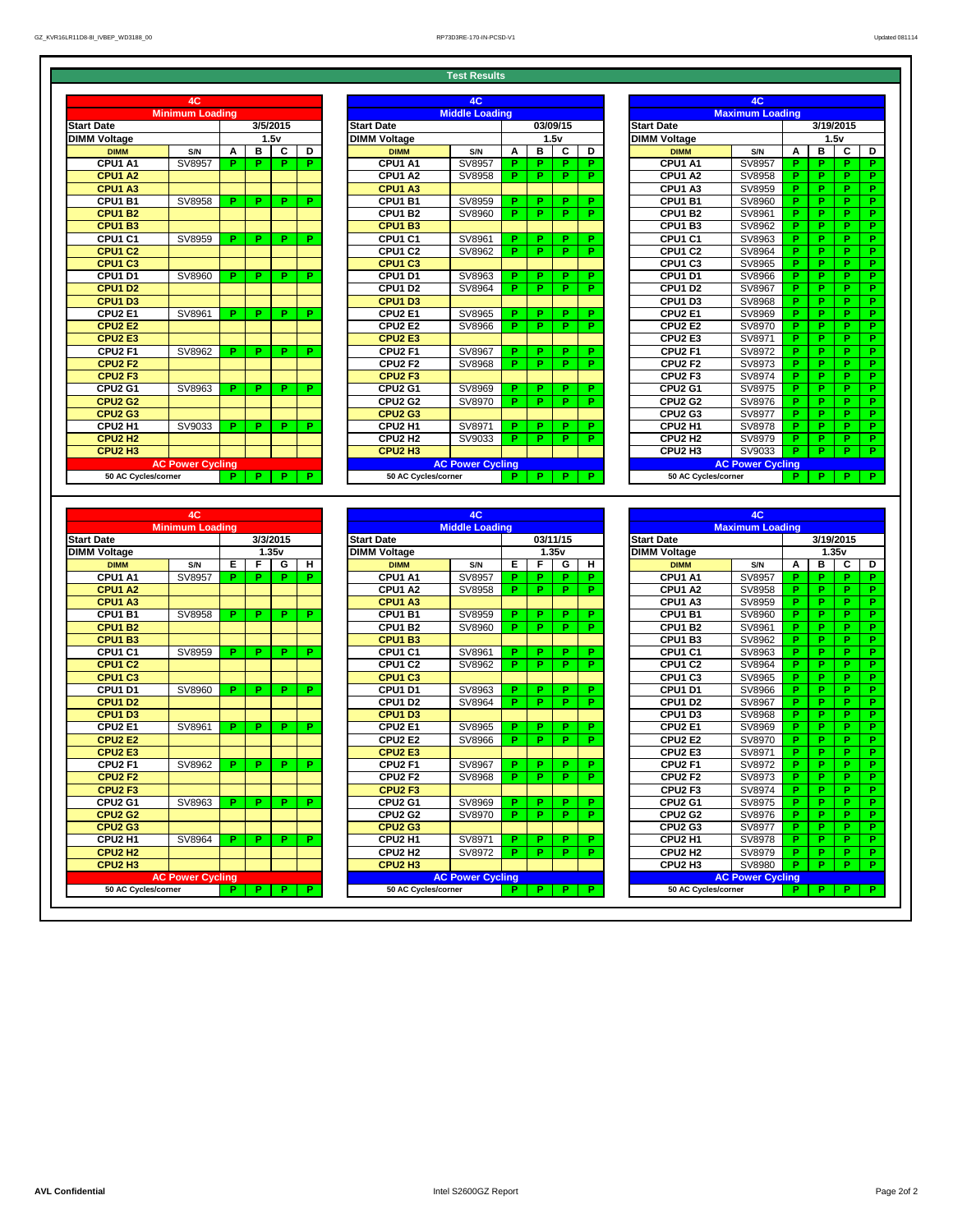## Test Results

| 4C Minimum Loading | | | | | |
|---|---|---|---|---|---|
| Start Date | | 3/5/2015 | | | |
| DIMM Voltage | | 1.5v | | | |
| DIMM | S/N | A | B | C | D |
| CPU1 A1 | SV8957 | P | P | P | P |
| CPU1 A2 | | | | | |
| CPU1 A3 | | | | | |
| CPU1 B1 | SV8958 | P | P | P | P |
| CPU1 B2 | | | | | |
| CPU1 B3 | | | | | |
| CPU1 C1 | SV8959 | P | P | P | P |
| CPU1 C2 | | | | | |
| CPU1 C3 | | | | | |
| CPU1 D1 | SV8960 | P | P | P | P |
| CPU1 D2 | | | | | |
| CPU1 D3 | | | | | |
| CPU2 E1 | SV8961 | P | P | P | P |
| CPU2 E2 | | | | | |
| CPU2 E3 | | | | | |
| CPU2 F1 | SV8962 | P | P | P | P |
| CPU2 F2 | | | | | |
| CPU2 F3 | | | | | |
| CPU2 G1 | SV8963 | P | P | P | P |
| CPU2 G2 | | | | | |
| CPU2 G3 | | | | | |
| CPU2 H1 | SV9033 | P | P | P | P |
| CPU2 H2 | | | | | |
| CPU2 H3 | | | | | |
| AC Power Cycling | | | | | |
| 50 AC Cycles/corner | | P | P | P | P |

| 4C Middle Loading | | | | | |
|---|---|---|---|---|---|
| Start Date | | 03/09/15 | | | |
| DIMM Voltage | | 1.5v | | | |
| DIMM | S/N | A | B | C | D |
| CPU1 A1 | SV8957 | P | P | P | P |
| CPU1 A2 | SV8958 | P | P | P | P |
| CPU1 A3 | | | | | |
| CPU1 B1 | SV8959 | P | P | P | P |
| CPU1 B2 | SV8960 | P | P | P | P |
| CPU1 B3 | | | | | |
| CPU1 C1 | SV8961 | P | P | P | P |
| CPU1 C2 | SV8962 | P | P | P | P |
| CPU1 C3 | | | | | |
| CPU1 D1 | SV8963 | P | P | P | P |
| CPU1 D2 | SV8964 | P | P | P | P |
| CPU1 D3 | | | | | |
| CPU2 E1 | SV8965 | P | P | P | P |
| CPU2 E2 | SV8966 | P | P | P | P |
| CPU2 E3 | | | | | |
| CPU2 F1 | SV8967 | P | P | P | P |
| CPU2 F2 | SV8968 | P | P | P | P |
| CPU2 F3 | | | | | |
| CPU2 G1 | SV8969 | P | P | P | P |
| CPU2 G2 | SV8970 | P | P | P | P |
| CPU2 G3 | | | | | |
| CPU2 H1 | SV8971 | P | P | P | P |
| CPU2 H2 | SV9033 | P | P | P | P |
| CPU2 H3 | | | | | |
| AC Power Cycling | | | | | |
| 50 AC Cycles/corner | | P | P | P | P |

| 4C Maximum Loading | | | | | |
|---|---|---|---|---|---|
| Start Date | | 3/19/2015 | | | |
| DIMM Voltage | | 1.5v | | | |
| DIMM | S/N | A | B | C | D |
| CPU1 A1 | SV8957 | P | P | P | P |
| CPU1 A2 | SV8958 | P | P | P | P |
| CPU1 A3 | SV8959 | P | P | P | P |
| CPU1 B1 | SV8960 | P | P | P | P |
| CPU1 B2 | SV8961 | P | P | P | P |
| CPU1 B3 | SV8962 | P | P | P | P |
| CPU1 C1 | SV8963 | P | P | P | P |
| CPU1 C2 | SV8964 | P | P | P | P |
| CPU1 C3 | SV8965 | P | P | P | P |
| CPU1 D1 | SV8966 | P | P | P | P |
| CPU1 D2 | SV8967 | P | P | P | P |
| CPU1 D3 | SV8968 | P | P | P | P |
| CPU2 E1 | SV8969 | P | P | P | P |
| CPU2 E2 | SV8970 | P | P | P | P |
| CPU2 E3 | SV8971 | P | P | P | P |
| CPU2 F1 | SV8972 | P | P | P | P |
| CPU2 F2 | SV8973 | P | P | P | P |
| CPU2 F3 | SV8974 | P | P | P | P |
| CPU2 G1 | SV8975 | P | P | P | P |
| CPU2 G2 | SV8976 | P | P | P | P |
| CPU2 G3 | SV8977 | P | P | P | P |
| CPU2 H1 | SV8978 | P | P | P | P |
| CPU2 H2 | SV8979 | P | P | P | P |
| CPU2 H3 | SV9033 | P | P | P | P |
| AC Power Cycling | | | | | |
| 50 AC Cycles/corner | | P | P | P | P |

| 4C Minimum Loading | | | | | |
|---|---|---|---|---|---|
| Start Date | | 3/3/2015 | | | |
| DIMM Voltage | | 1.35v | | | |
| DIMM | S/N | E | F | G | H |
| CPU1 A1 | SV8957 | P | P | P | P |
| CPU1 A2 | | | | | |
| CPU1 A3 | | | | | |
| CPU1 B1 | SV8958 | P | P | P | P |
| CPU1 B2 | | | | | |
| CPU1 B3 | | | | | |
| CPU1 C1 | SV8959 | P | P | P | P |
| CPU1 C2 | | | | | |
| CPU1 C3 | | | | | |
| CPU1 D1 | SV8960 | P | P | P | P |
| CPU1 D2 | | | | | |
| CPU1 D3 | | | | | |
| CPU2 E1 | SV8961 | P | P | P | P |
| CPU2 E2 | | | | | |
| CPU2 E3 | | | | | |
| CPU2 F1 | SV8962 | P | P | P | P |
| CPU2 F2 | | | | | |
| CPU2 F3 | | | | | |
| CPU2 G1 | SV8963 | P | P | P | P |
| CPU2 G2 | | | | | |
| CPU2 G3 | | | | | |
| CPU2 H1 | SV8964 | P | P | P | P |
| CPU2 H2 | | | | | |
| CPU2 H3 | | | | | |
| AC Power Cycling | | | | | |
| 50 AC Cycles/corner | | P | P | P | P |

| 4C Middle Loading | | | | | |
|---|---|---|---|---|---|
| Start Date | | 03/11/15 | | | |
| DIMM Voltage | | 1.35v | | | |
| DIMM | S/N | E | F | G | H |
| CPU1 A1 | SV8957 | P | P | P | P |
| CPU1 A2 | SV8958 | P | P | P | P |
| CPU1 A3 | | | | | |
| CPU1 B1 | SV8959 | P | P | P | P |
| CPU1 B2 | SV8960 | P | P | P | P |
| CPU1 B3 | | | | | |
| CPU1 C1 | SV8961 | P | P | P | P |
| CPU1 C2 | SV8962 | P | P | P | P |
| CPU1 C3 | | | | | |
| CPU1 D1 | SV8963 | P | P | P | P |
| CPU1 D2 | SV8964 | P | P | P | P |
| CPU1 D3 | | | | | |
| CPU2 E1 | SV8965 | P | P | P | P |
| CPU2 E2 | SV8966 | P | P | P | P |
| CPU2 E3 | | | | | |
| CPU2 F1 | SV8967 | P | P | P | P |
| CPU2 F2 | SV8968 | P | P | P | P |
| CPU2 F3 | | | | | |
| CPU2 G1 | SV8969 | P | P | P | P |
| CPU2 G2 | SV8970 | P | P | P | P |
| CPU2 G3 | | | | | |
| CPU2 H1 | SV8971 | P | P | P | P |
| CPU2 H2 | SV8972 | P | P | P | P |
| CPU2 H3 | | | | | |
| AC Power Cycling | | | | | |
| 50 AC Cycles/corner | | P | P | P | P |

| 4C Maximum Loading | | | | | |
|---|---|---|---|---|---|
| Start Date | | 3/19/2015 | | | |
| DIMM Voltage | | 1.35v | | | |
| DIMM | S/N | A | B | C | D |
| CPU1 A1 | SV8957 | P | P | P | P |
| CPU1 A2 | SV8958 | P | P | P | P |
| CPU1 A3 | SV8959 | P | P | P | P |
| CPU1 B1 | SV8960 | P | P | P | P |
| CPU1 B2 | SV8961 | P | P | P | P |
| CPU1 B3 | SV8962 | P | P | P | P |
| CPU1 C1 | SV8963 | P | P | P | P |
| CPU1 C2 | SV8964 | P | P | P | P |
| CPU1 C3 | SV8965 | P | P | P | P |
| CPU1 D1 | SV8966 | P | P | P | P |
| CPU1 D2 | SV8967 | P | P | P | P |
| CPU1 D3 | SV8968 | P | P | P | P |
| CPU2 E1 | SV8969 | P | P | P | P |
| CPU2 E2 | SV8970 | P | P | P | P |
| CPU2 E3 | SV8971 | P | P | P | P |
| CPU2 F1 | SV8972 | P | P | P | P |
| CPU2 F2 | SV8973 | P | P | P | P |
| CPU2 F3 | SV8974 | P | P | P | P |
| CPU2 G1 | SV8975 | P | P | P | P |
| CPU2 G2 | SV8976 | P | P | P | P |
| CPU2 G3 | SV8977 | P | P | P | P |
| CPU2 H1 | SV8978 | P | P | P | P |
| CPU2 H2 | SV8979 | P | P | P | P |
| CPU2 H3 | SV8980 | P | P | P | P |
| AC Power Cycling | | | | | |
| 50 AC Cycles/corner | | P | P | P | P |